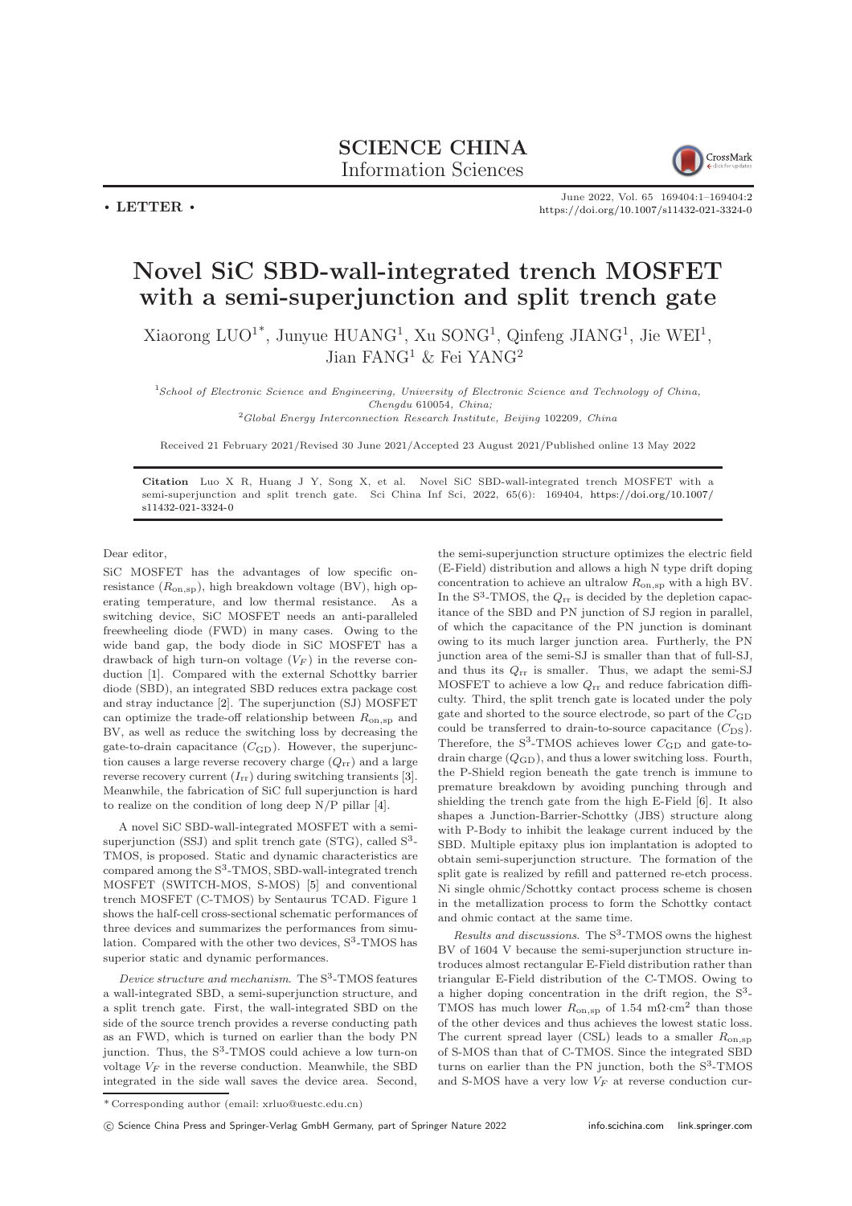**SCIENCE CHINA**
Information Sciences

• **LETTER** •

https://doi.org/10.1007/s11432-021-3324-0

# Novel SiC SBD-wall-integrated trench MOSFET with a semi-superjunction and split trench gate

Xiaorong LUO[1*], Junyue HUANG[1], Xu SONG[1], Qinfeng JIANG[1], Jie WEI[1], Jian FANG[1] & Fei YANG[2]

[1]*School of Electronic Science and Engineering, University of Electronic Science and Technology of China, Chengdu* 610054*, China;*
[2]*Global Energy Interconnection Research Institute, Beijing* 102209*, China*

Received 21 February 2021/Revised 30 June 2021/Accepted 23 August 2021/Published online 13 May 2022

**Citation** Luo X R, Huang J Y, Song X, et al. Novel SiC SBD-wall-integrated trench MOSFET with a semi-superjunction and split trench gate. Sci China Inf Sci, 2022, 65(6): 169404, https://doi.org/10.1007/s11432-021-3324-0

Dear editor,

SiC MOSFET has the advantages of low specific on-resistance ($R_{\rm on,sp}$), high breakdown voltage (BV), high operating temperature, and low thermal resistance. As a switching device, SiC MOSFET needs an anti-paralleled freewheeling diode (FWD) in many cases. Owing to the wide band gap, the body diode in SiC MOSFET has a drawback of high turn-on voltage ($V_F$) in the reverse conduction [1]. Compared with the external Schottky barrier diode (SBD), an integrated SBD reduces extra package cost and stray inductance [2]. The superjunction (SJ) MOSFET can optimize the trade-off relationship between $R_{\rm on,sp}$ and BV, as well as reduce the switching loss by decreasing the gate-to-drain capacitance ($C_{\rm GD}$). However, the superjunction causes a large reverse recovery charge ($Q_{\rm rr}$) and a large reverse recovery current ($I_{\rm rr}$) during switching transients [3]. Meanwhile, the fabrication of SiC full superjunction is hard to realize on the condition of long deep N/P pillar [4].

A novel SiC SBD-wall-integrated MOSFET with a semi-superjunction (SSJ) and split trench gate (STG), called S$^3$-TMOS, is proposed. Static and dynamic characteristics are compared among the S$^3$-TMOS, SBD-wall-integrated trench MOSFET (SWITCH-MOS, S-MOS) [5] and conventional trench MOSFET (C-TMOS) by Sentaurus TCAD. Figure 1 shows the half-cell cross-sectional schematic performances of three devices and summarizes the performances from simulation. Compared with the other two devices, S$^3$-TMOS has superior static and dynamic performances.

*Device structure and mechanism*. The S$^3$-TMOS features a wall-integrated SBD, a semi-superjunction structure, and a split trench gate. First, the wall-integrated SBD on the side of the source trench provides a reverse conducting path as an FWD, which is turned on earlier than the body PN junction. Thus, the S$^3$-TMOS could achieve a low turn-on voltage $V_F$ in the reverse conduction. Meanwhile, the SBD integrated in the side wall saves the device area. Second, the semi-superjunction structure optimizes the electric field (E-Field) distribution and allows a high N type drift doping concentration to achieve an ultralow $R_{\rm on,sp}$ with a high BV. In the S$^3$-TMOS, the $Q_{\rm rr}$ is decided by the depletion capacitance of the SBD and PN junction of SJ region in parallel, of which the capacitance of the PN junction is dominant owing to its much larger junction area. Furtherly, the PN junction area of the semi-SJ is smaller than that of full-SJ, and thus its $Q_{\rm rr}$ is smaller. Thus, we adapt the semi-SJ MOSFET to achieve a low $Q_{\rm rr}$ and reduce fabrication difficulty. Third, the split trench gate is located under the poly gate and shorted to the source electrode, so part of the $C_{\rm GD}$ could be transferred to drain-to-source capacitance ($C_{\rm DS}$). Therefore, the S$^3$-TMOS achieves lower $C_{\rm GD}$ and gate-to-drain charge ($Q_{\rm GD}$), and thus a lower switching loss. Fourth, the P-Shield region beneath the gate trench is immune to premature breakdown by avoiding punching through and shielding the trench gate from the high E-Field [6]. It also shapes a Junction-Barrier-Schottky (JBS) structure along with P-Body to inhibit the leakage current induced by the SBD. Multiple epitaxy plus ion implantation is adopted to obtain semi-superjunction structure. The formation of the split gate is realized by refill and patterned re-etch process. Ni single ohmic/Schottky contact process scheme is chosen in the metallization process to form the Schottky contact and ohmic contact at the same time.

*Results and discussions*. The S$^3$-TMOS owns the highest BV of 1604 V because the semi-superjunction structure introduces almost rectangular E-Field distribution rather than triangular E-Field distribution of the C-TMOS. Owing to a higher doping concentration in the drift region, the S$^3$-TMOS has much lower $R_{\rm on,sp}$ of 1.54 m$\Omega$·cm$^2$ than those of the other devices and thus achieves the lowest static loss. The current spread layer (CSL) leads to a smaller $R_{\rm on,sp}$ of S-MOS than that of C-TMOS. Since the integrated SBD turns on earlier than the PN junction, both the S$^3$-TMOS and S-MOS have a very low $V_F$ at reverse conduction cur-

\* Corresponding author (email: xrluo@uestc.edu.cn)

© Science China Press and Springer-Verlag GmbH Germany, part of Springer Nature 2022 info.scichina.com link.springer.com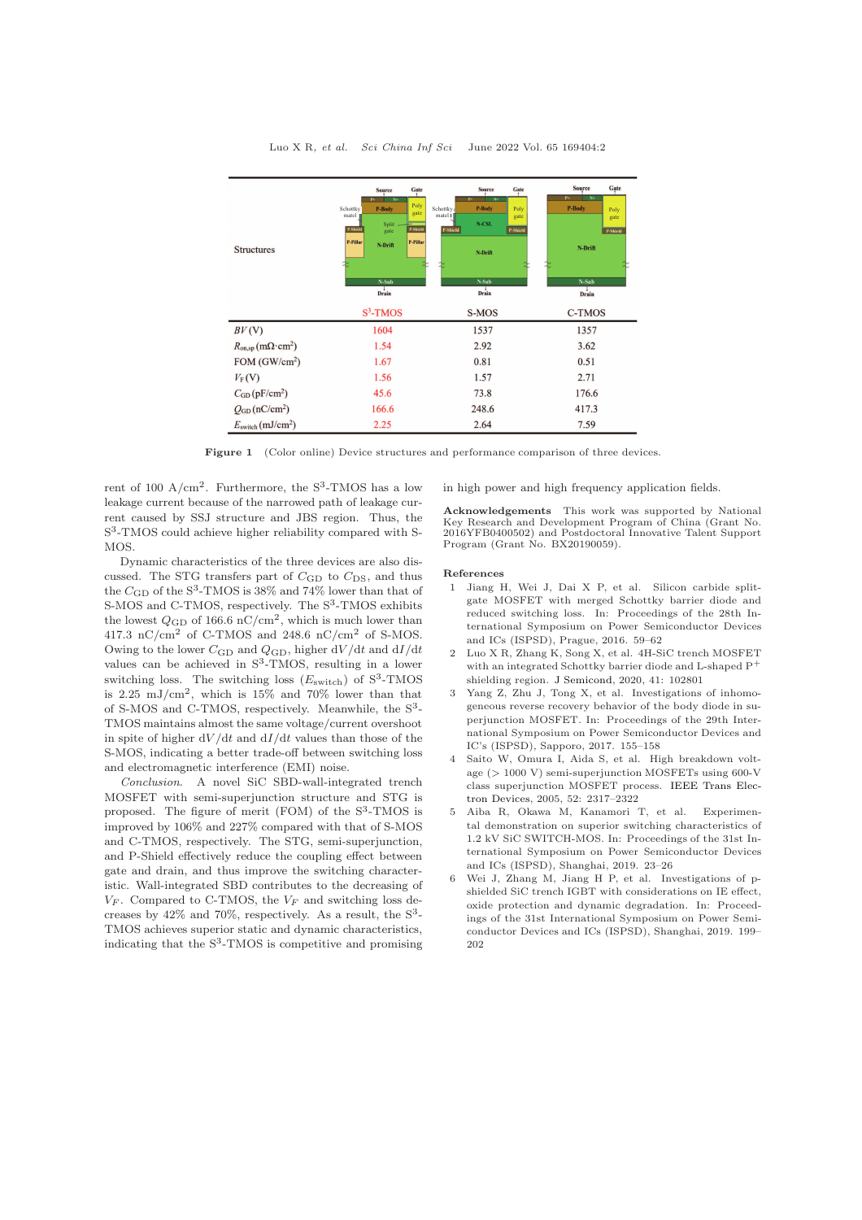| | $S^3$-TMOS | S-MOS | C-TMOS |
|---|---|---|---|
| Structures | | | |
| $BV$ (V) | 1604 | 1537 | 1357 |
| $R_{on,sp}$ (mΩ·cm²) | 1.54 | 2.92 | 3.62 |
| FOM (GW/cm²) | 1.67 | 0.81 | 0.51 |
| $V_F$ (V) | 1.56 | 1.57 | 2.71 |
| $C_{GD}$ (pF/cm²) | 45.6 | 73.8 | 176.6 |
| $Q_{GD}$ (nC/cm²) | 166.6 | 248.6 | 417.3 |
| $E_{switch}$ (mJ/cm²) | 2.25 | 2.64 | 7.59 |

**Figure 1** (Color online) Device structures and performance comparison of three devices.

rent of 100 A/cm$^2$. Furthermore, the $S^3$-TMOS has a low leakage current because of the narrowed path of leakage current caused by SSJ structure and JBS region. Thus, the $S^3$-TMOS could achieve higher reliability compared with S-MOS.

Dynamic characteristics of the three devices are also discussed. The STG transfers part of $C_{GD}$ to $C_{DS}$, and thus the $C_{GD}$ of the $S^3$-TMOS is 38% and 74% lower than that of S-MOS and C-TMOS, respectively. The $S^3$-TMOS exhibits the lowest $Q_{GD}$ of 166.6 nC/cm$^2$, which is much lower than 417.3 nC/cm$^2$ of C-TMOS and 248.6 nC/cm$^2$ of S-MOS. Owing to the lower $C_{GD}$ and $Q_{GD}$, higher $\mathrm{d}V/\mathrm{d}t$ and $\mathrm{d}I/\mathrm{d}t$ values can be achieved in $S^3$-TMOS, resulting in a lower switching loss. The switching loss ($E_{switch}$) of $S^3$-TMOS is 2.25 mJ/cm$^2$, which is 15% and 70% lower than that of S-MOS and C-TMOS, respectively. Meanwhile, the $S^3$-TMOS maintains almost the same voltage/current overshoot in spite of higher $\mathrm{d}V/\mathrm{d}t$ and $\mathrm{d}I/\mathrm{d}t$ values than those of the S-MOS, indicating a better trade-off between switching loss and electromagnetic interference (EMI) noise.

*Conclusion.* A novel SiC SBD-wall-integrated trench MOSFET with semi-superjunction structure and STG is proposed. The figure of merit (FOM) of the $S^3$-TMOS is improved by 106% and 227% compared with that of S-MOS and C-TMOS, respectively. The STG, semi-superjunction, and P-Shield effectively reduce the coupling effect between gate and drain, and thus improve the switching characteristic. Wall-integrated SBD contributes to the decreasing of $V_F$. Compared to C-TMOS, the $V_F$ and switching loss decreases by 42% and 70%, respectively. As a result, the $S^3$-TMOS achieves superior static and dynamic characteristics, indicating that the $S^3$-TMOS is competitive and promising in high power and high frequency application fields.

**Acknowledgements** This work was supported by National Key Research and Development Program of China (Grant No. 2016YFB0400502) and Postdoctoral Innovative Talent Support Program (Grant No. BX20190059).

## References

1. Jiang H, Wei J, Dai X P, et al. Silicon carbide split-gate MOSFET with merged Schottky barrier diode and reduced switching loss. In: Proceedings of the 28th International Symposium on Power Semiconductor Devices and ICs (ISPSD), Prague, 2016. 59–62
2. Luo X R, Zhang K, Song X, et al. 4H-SiC trench MOSFET with an integrated Schottky barrier diode and L-shaped P$^+$ shielding region. J Semicond, 2020, 41: 102801
3. Yang Z, Zhu J, Tong X, et al. Investigations of inhomogeneous reverse recovery behavior of the body diode in superjunction MOSFET. In: Proceedings of the 29th International Symposium on Power Semiconductor Devices and IC's (ISPSD), Sapporo, 2017. 155–158
4. Saito W, Omura I, Aida S, et al. High breakdown voltage (> 1000 V) semi-superjunction MOSFETs using 600-V class superjunction MOSFET process. IEEE Trans Electron Devices, 2005, 52: 2317–2322
5. Aiba R, Okawa M, Kanamori T, et al. Experimental demonstration on superior switching characteristics of 1.2 kV SiC SWITCH-MOS. In: Proceedings of the 31st International Symposium on Power Semiconductor Devices and ICs (ISPSD), Shanghai, 2019. 23–26
6. Wei J, Zhang M, Jiang H P, et al. Investigations of p-shielded SiC trench IGBT with considerations on IE effect, oxide protection and dynamic degradation. In: Proceedings of the 31st International Symposium on Power Semiconductor Devices and ICs (ISPSD), Shanghai, 2019. 199–202